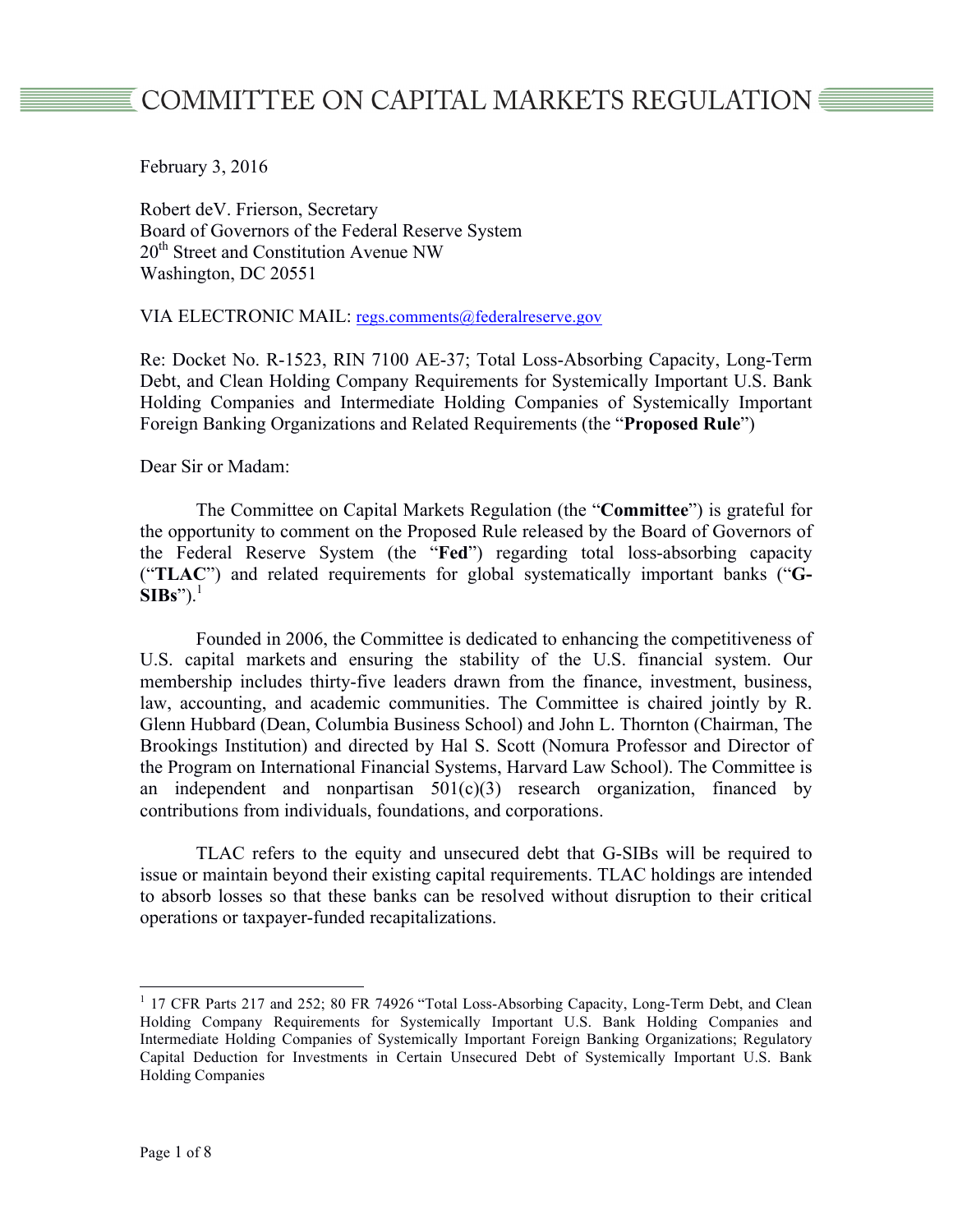# COMMITTEE ON CAPITAL MARKETS REGULATION

February 3, 2016

Robert deV. Frierson, Secretary  
Board of Governors of the Federal Reserve System  
20th Street and Constitution Avenue NW  
Washington, DC 20551

VIA ELECTRONIC MAIL: regs.comments@federalreserve.gov

Re: Docket No. R-1523, RIN 7100 AE-37; Total Loss-Absorbing Capacity, Long-Term Debt, and Clean Holding Company Requirements for Systemically Important U.S. Bank Holding Companies and Intermediate Holding Companies of Systemically Important Foreign Banking Organizations and Related Requirements (the "**Proposed Rule**")

Dear Sir or Madam:

The Committee on Capital Markets Regulation (the "**Committee**") is grateful for the opportunity to comment on the Proposed Rule released by the Board of Governors of the Federal Reserve System (the "**Fed**") regarding total loss-absorbing capacity ("**TLAC**") and related requirements for global systematically important banks ("**G-SIBs**").[1]

Founded in 2006, the Committee is dedicated to enhancing the competitiveness of U.S. capital markets and ensuring the stability of the U.S. financial system. Our membership includes thirty-five leaders drawn from the finance, investment, business, law, accounting, and academic communities. The Committee is chaired jointly by R. Glenn Hubbard (Dean, Columbia Business School) and John L. Thornton (Chairman, The Brookings Institution) and directed by Hal S. Scott (Nomura Professor and Director of the Program on International Financial Systems, Harvard Law School). The Committee is an independent and nonpartisan 501(c)(3) research organization, financed by contributions from individuals, foundations, and corporations.

TLAC refers to the equity and unsecured debt that G-SIBs will be required to issue or maintain beyond their existing capital requirements. TLAC holdings are intended to absorb losses so that these banks can be resolved without disruption to their critical operations or taxpayer-funded recapitalizations.

---

[1] 17 CFR Parts 217 and 252; 80 FR 74926 "Total Loss-Absorbing Capacity, Long-Term Debt, and Clean Holding Company Requirements for Systemically Important U.S. Bank Holding Companies and Intermediate Holding Companies of Systemically Important Foreign Banking Organizations; Regulatory Capital Deduction for Investments in Certain Unsecured Debt of Systemically Important U.S. Bank Holding Companies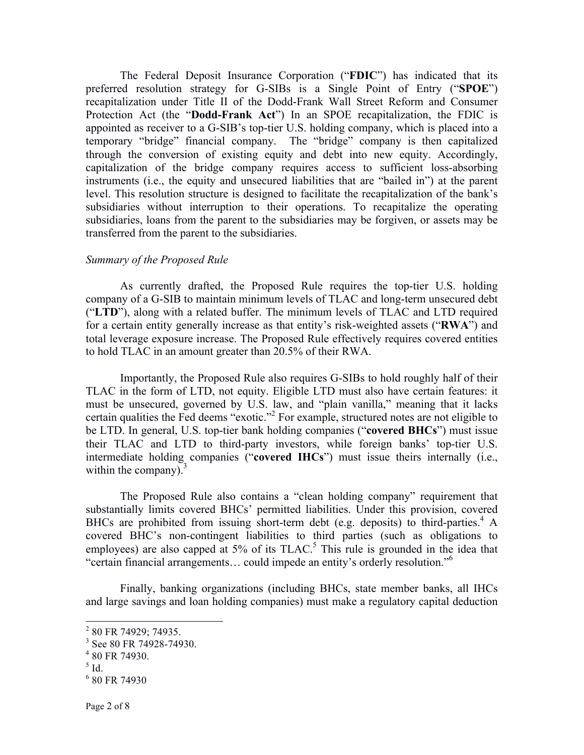The Federal Deposit Insurance Corporation ("**FDIC**") has indicated that its preferred resolution strategy for G-SIBs is a Single Point of Entry ("**SPOE**") recapitalization under Title II of the Dodd-Frank Wall Street Reform and Consumer Protection Act (the "**Dodd-Frank Act**") In an SPOE recapitalization, the FDIC is appointed as receiver to a G-SIB's top-tier U.S. holding company, which is placed into a temporary "bridge" financial company. The "bridge" company is then capitalized through the conversion of existing equity and debt into new equity. Accordingly, capitalization of the bridge company requires access to sufficient loss-absorbing instruments (i.e., the equity and unsecured liabilities that are "bailed in") at the parent level. This resolution structure is designed to facilitate the recapitalization of the bank's subsidiaries without interruption to their operations. To recapitalize the operating subsidiaries, loans from the parent to the subsidiaries may be forgiven, or assets may be transferred from the parent to the subsidiaries.

*Summary of the Proposed Rule*

As currently drafted, the Proposed Rule requires the top-tier U.S. holding company of a G-SIB to maintain minimum levels of TLAC and long-term unsecured debt ("**LTD**"), along with a related buffer. The minimum levels of TLAC and LTD required for a certain entity generally increase as that entity's risk-weighted assets ("**RWA**") and total leverage exposure increase. The Proposed Rule effectively requires covered entities to hold TLAC in an amount greater than 20.5% of their RWA.

Importantly, the Proposed Rule also requires G-SIBs to hold roughly half of their TLAC in the form of LTD, not equity. Eligible LTD must also have certain features: it must be unsecured, governed by U.S. law, and "plain vanilla," meaning that it lacks certain qualities the Fed deems "exotic."[2] For example, structured notes are not eligible to be LTD. In general, U.S. top-tier bank holding companies ("**covered BHCs**") must issue their TLAC and LTD to third-party investors, while foreign banks' top-tier U.S. intermediate holding companies ("**covered IHCs**") must issue theirs internally (i.e., within the company).[3]

The Proposed Rule also contains a "clean holding company" requirement that substantially limits covered BHCs' permitted liabilities. Under this provision, covered BHCs are prohibited from issuing short-term debt (e.g. deposits) to third-parties.[4] A covered BHC's non-contingent liabilities to third parties (such as obligations to employees) are also capped at 5% of its TLAC.[5] This rule is grounded in the idea that "certain financial arrangements… could impede an entity's orderly resolution."[6]

Finally, banking organizations (including BHCs, state member banks, all IHCs and large savings and loan holding companies) must make a regulatory capital deduction

---

[2] 80 FR 74929; 74935.

[3] See 80 FR 74928-74930.

[4] 80 FR 74930.

[5] Id.

[6] 80 FR 74930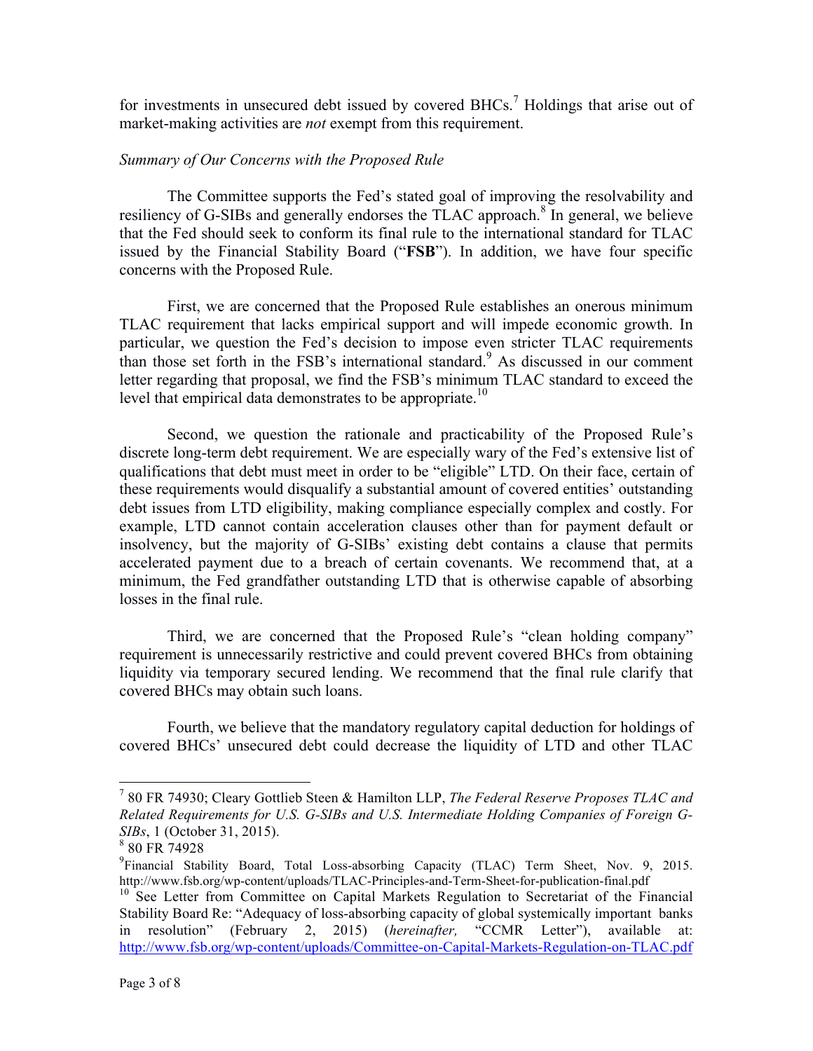for investments in unsecured debt issued by covered BHCs.[7] Holdings that arise out of market-making activities are *not* exempt from this requirement.

*Summary of Our Concerns with the Proposed Rule*

The Committee supports the Fed's stated goal of improving the resolvability and resiliency of G-SIBs and generally endorses the TLAC approach.[8] In general, we believe that the Fed should seek to conform its final rule to the international standard for TLAC issued by the Financial Stability Board ("**FSB**"). In addition, we have four specific concerns with the Proposed Rule.

First, we are concerned that the Proposed Rule establishes an onerous minimum TLAC requirement that lacks empirical support and will impede economic growth. In particular, we question the Fed's decision to impose even stricter TLAC requirements than those set forth in the FSB's international standard.[9] As discussed in our comment letter regarding that proposal, we find the FSB's minimum TLAC standard to exceed the level that empirical data demonstrates to be appropriate.[10]

Second, we question the rationale and practicability of the Proposed Rule's discrete long-term debt requirement. We are especially wary of the Fed's extensive list of qualifications that debt must meet in order to be "eligible" LTD. On their face, certain of these requirements would disqualify a substantial amount of covered entities' outstanding debt issues from LTD eligibility, making compliance especially complex and costly. For example, LTD cannot contain acceleration clauses other than for payment default or insolvency, but the majority of G-SIBs' existing debt contains a clause that permits accelerated payment due to a breach of certain covenants. We recommend that, at a minimum, the Fed grandfather outstanding LTD that is otherwise capable of absorbing losses in the final rule.

Third, we are concerned that the Proposed Rule's "clean holding company" requirement is unnecessarily restrictive and could prevent covered BHCs from obtaining liquidity via temporary secured lending. We recommend that the final rule clarify that covered BHCs may obtain such loans.

Fourth, we believe that the mandatory regulatory capital deduction for holdings of covered BHCs' unsecured debt could decrease the liquidity of LTD and other TLAC

---

[7] 80 FR 74930; Cleary Gottlieb Steen & Hamilton LLP, *The Federal Reserve Proposes TLAC and Related Requirements for U.S. G-SIBs and U.S. Intermediate Holding Companies of Foreign G-SIBs*, 1 (October 31, 2015).

[8] 80 FR 74928

[9] Financial Stability Board, Total Loss-absorbing Capacity (TLAC) Term Sheet, Nov. 9, 2015. http://www.fsb.org/wp-content/uploads/TLAC-Principles-and-Term-Sheet-for-publication-final.pdf

[10] See Letter from Committee on Capital Markets Regulation to Secretariat of the Financial Stability Board Re: "Adequacy of loss-absorbing capacity of global systemically important banks in resolution" (February 2, 2015) (*hereinafter,* "CCMR Letter"), available at: http://www.fsb.org/wp-content/uploads/Committee-on-Capital-Markets-Regulation-on-TLAC.pdf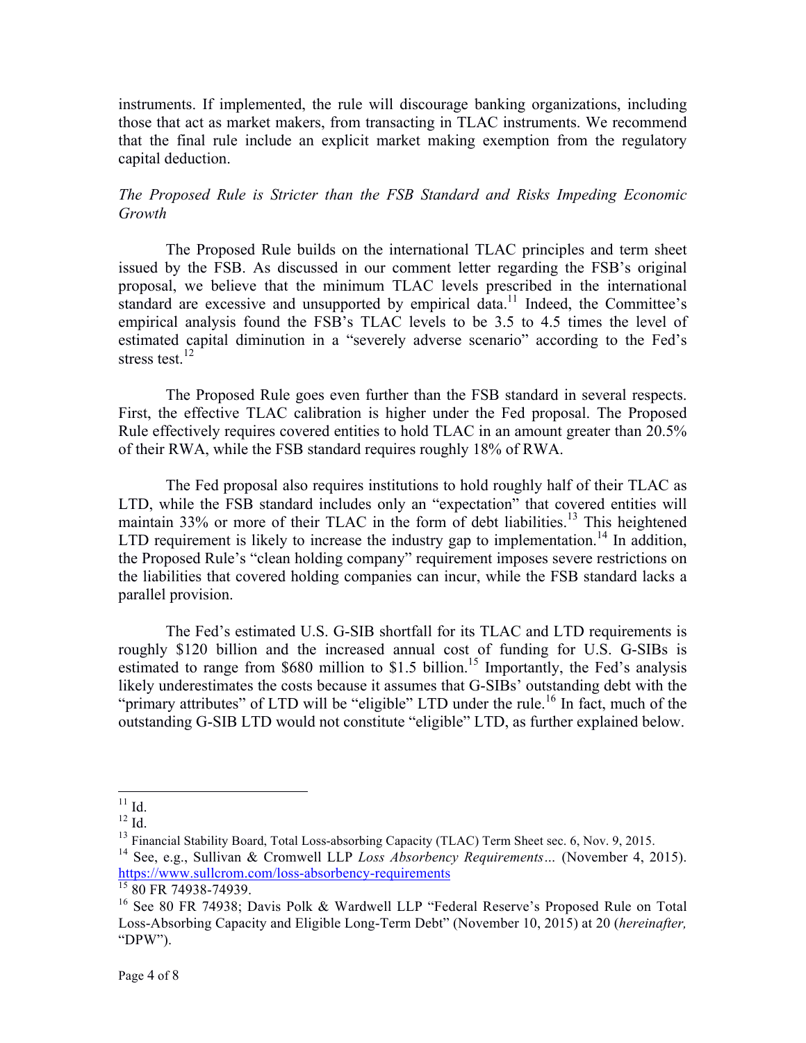instruments. If implemented, the rule will discourage banking organizations, including those that act as market makers, from transacting in TLAC instruments. We recommend that the final rule include an explicit market making exemption from the regulatory capital deduction.

*The Proposed Rule is Stricter than the FSB Standard and Risks Impeding Economic Growth*

The Proposed Rule builds on the international TLAC principles and term sheet issued by the FSB. As discussed in our comment letter regarding the FSB's original proposal, we believe that the minimum TLAC levels prescribed in the international standard are excessive and unsupported by empirical data.[11] Indeed, the Committee's empirical analysis found the FSB's TLAC levels to be 3.5 to 4.5 times the level of estimated capital diminution in a "severely adverse scenario" according to the Fed's stress test.[12]

The Proposed Rule goes even further than the FSB standard in several respects. First, the effective TLAC calibration is higher under the Fed proposal. The Proposed Rule effectively requires covered entities to hold TLAC in an amount greater than 20.5% of their RWA, while the FSB standard requires roughly 18% of RWA.

The Fed proposal also requires institutions to hold roughly half of their TLAC as LTD, while the FSB standard includes only an "expectation" that covered entities will maintain 33% or more of their TLAC in the form of debt liabilities.[13] This heightened LTD requirement is likely to increase the industry gap to implementation.[14] In addition, the Proposed Rule's "clean holding company" requirement imposes severe restrictions on the liabilities that covered holding companies can incur, while the FSB standard lacks a parallel provision.

The Fed's estimated U.S. G-SIB shortfall for its TLAC and LTD requirements is roughly \$120 billion and the increased annual cost of funding for U.S. G-SIBs is estimated to range from \$680 million to \$1.5 billion.[15] Importantly, the Fed's analysis likely underestimates the costs because it assumes that G-SIBs' outstanding debt with the "primary attributes" of LTD will be "eligible" LTD under the rule.[16] In fact, much of the outstanding G-SIB LTD would not constitute "eligible" LTD, as further explained below.

---

[11] Id.

[12] Id.

[13] Financial Stability Board, Total Loss-absorbing Capacity (TLAC) Term Sheet sec. 6, Nov. 9, 2015.

[14] See, e.g., Sullivan & Cromwell LLP *Loss Absorbency Requirements…* (November 4, 2015). https://www.sullcrom.com/loss-absorbency-requirements

[15] 80 FR 74938-74939.

[16] See 80 FR 74938; Davis Polk & Wardwell LLP "Federal Reserve's Proposed Rule on Total Loss-Absorbing Capacity and Eligible Long-Term Debt" (November 10, 2015) at 20 (*hereinafter,* "DPW").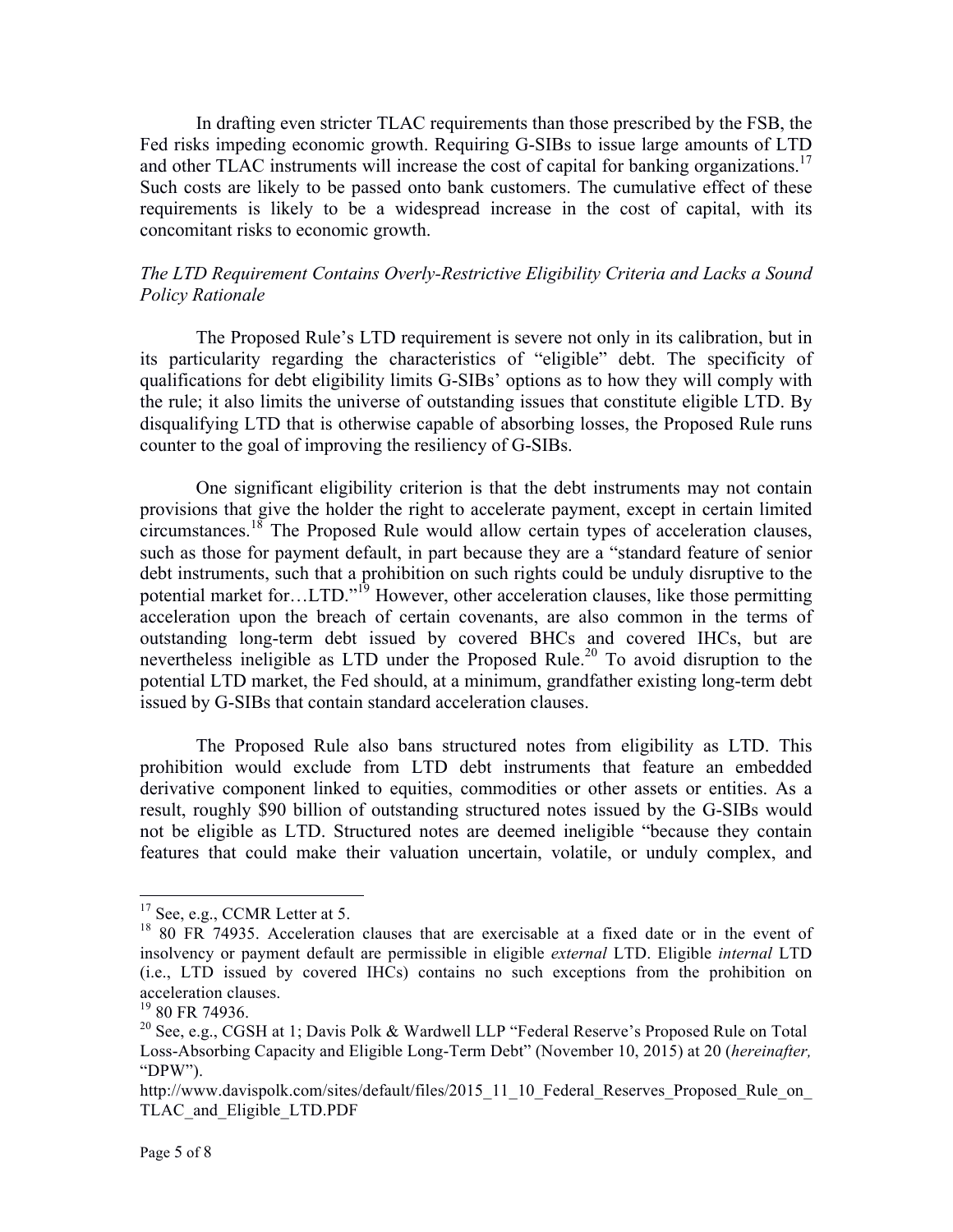In drafting even stricter TLAC requirements than those prescribed by the FSB, the Fed risks impeding economic growth. Requiring G-SIBs to issue large amounts of LTD and other TLAC instruments will increase the cost of capital for banking organizations.[17] Such costs are likely to be passed onto bank customers. The cumulative effect of these requirements is likely to be a widespread increase in the cost of capital, with its concomitant risks to economic growth.

*The LTD Requirement Contains Overly-Restrictive Eligibility Criteria and Lacks a Sound Policy Rationale*

The Proposed Rule's LTD requirement is severe not only in its calibration, but in its particularity regarding the characteristics of "eligible" debt. The specificity of qualifications for debt eligibility limits G-SIBs' options as to how they will comply with the rule; it also limits the universe of outstanding issues that constitute eligible LTD. By disqualifying LTD that is otherwise capable of absorbing losses, the Proposed Rule runs counter to the goal of improving the resiliency of G-SIBs.

One significant eligibility criterion is that the debt instruments may not contain provisions that give the holder the right to accelerate payment, except in certain limited circumstances.[18] The Proposed Rule would allow certain types of acceleration clauses, such as those for payment default, in part because they are a "standard feature of senior debt instruments, such that a prohibition on such rights could be unduly disruptive to the potential market for…LTD."[19] However, other acceleration clauses, like those permitting acceleration upon the breach of certain covenants, are also common in the terms of outstanding long-term debt issued by covered BHCs and covered IHCs, but are nevertheless ineligible as LTD under the Proposed Rule.[20] To avoid disruption to the potential LTD market, the Fed should, at a minimum, grandfather existing long-term debt issued by G-SIBs that contain standard acceleration clauses.

The Proposed Rule also bans structured notes from eligibility as LTD. This prohibition would exclude from LTD debt instruments that feature an embedded derivative component linked to equities, commodities or other assets or entities. As a result, roughly $90 billion of outstanding structured notes issued by the G-SIBs would not be eligible as LTD. Structured notes are deemed ineligible "because they contain features that could make their valuation uncertain, volatile, or unduly complex, and

---

[17] See, e.g., CCMR Letter at 5.

[18] 80 FR 74935. Acceleration clauses that are exercisable at a fixed date or in the event of insolvency or payment default are permissible in eligible *external* LTD. Eligible *internal* LTD (i.e., LTD issued by covered IHCs) contains no such exceptions from the prohibition on acceleration clauses.

[19] 80 FR 74936.

[20] See, e.g., CGSH at 1; Davis Polk & Wardwell LLP "Federal Reserve's Proposed Rule on Total Loss-Absorbing Capacity and Eligible Long-Term Debt" (November 10, 2015) at 20 (*hereinafter,* "DPW").
http://www.davispolk.com/sites/default/files/2015_11_10_Federal_Reserves_Proposed_Rule_on_TLAC_and_Eligible_LTD.PDF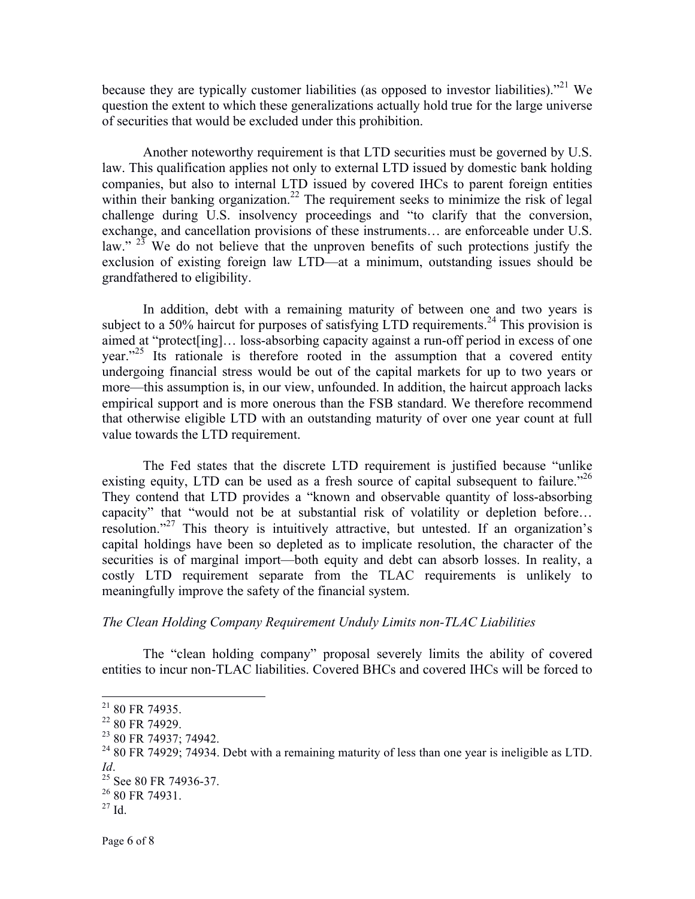because they are typically customer liabilities (as opposed to investor liabilities)."[21] We question the extent to which these generalizations actually hold true for the large universe of securities that would be excluded under this prohibition.

Another noteworthy requirement is that LTD securities must be governed by U.S. law. This qualification applies not only to external LTD issued by domestic bank holding companies, but also to internal LTD issued by covered IHCs to parent foreign entities within their banking organization.[22] The requirement seeks to minimize the risk of legal challenge during U.S. insolvency proceedings and "to clarify that the conversion, exchange, and cancellation provisions of these instruments… are enforceable under U.S. law." [23] We do not believe that the unproven benefits of such protections justify the exclusion of existing foreign law LTD—at a minimum, outstanding issues should be grandfathered to eligibility.

In addition, debt with a remaining maturity of between one and two years is subject to a 50% haircut for purposes of satisfying LTD requirements.[24] This provision is aimed at "protect[ing]… loss-absorbing capacity against a run-off period in excess of one year."[25] Its rationale is therefore rooted in the assumption that a covered entity undergoing financial stress would be out of the capital markets for up to two years or more—this assumption is, in our view, unfounded. In addition, the haircut approach lacks empirical support and is more onerous than the FSB standard. We therefore recommend that otherwise eligible LTD with an outstanding maturity of over one year count at full value towards the LTD requirement.

The Fed states that the discrete LTD requirement is justified because "unlike existing equity, LTD can be used as a fresh source of capital subsequent to failure."[26] They contend that LTD provides a "known and observable quantity of loss-absorbing capacity" that "would not be at substantial risk of volatility or depletion before… resolution."[27] This theory is intuitively attractive, but untested. If an organization's capital holdings have been so depleted as to implicate resolution, the character of the securities is of marginal import—both equity and debt can absorb losses. In reality, a costly LTD requirement separate from the TLAC requirements is unlikely to meaningfully improve the safety of the financial system.

*The Clean Holding Company Requirement Unduly Limits non-TLAC Liabilities*

The "clean holding company" proposal severely limits the ability of covered entities to incur non-TLAC liabilities. Covered BHCs and covered IHCs will be forced to

---

[21] 80 FR 74935.

[22] 80 FR 74929.

[23] 80 FR 74937; 74942.

[24] 80 FR 74929; 74934. Debt with a remaining maturity of less than one year is ineligible as LTD. *Id*.

[25] See 80 FR 74936-37.

[26] 80 FR 74931.

[27] Id.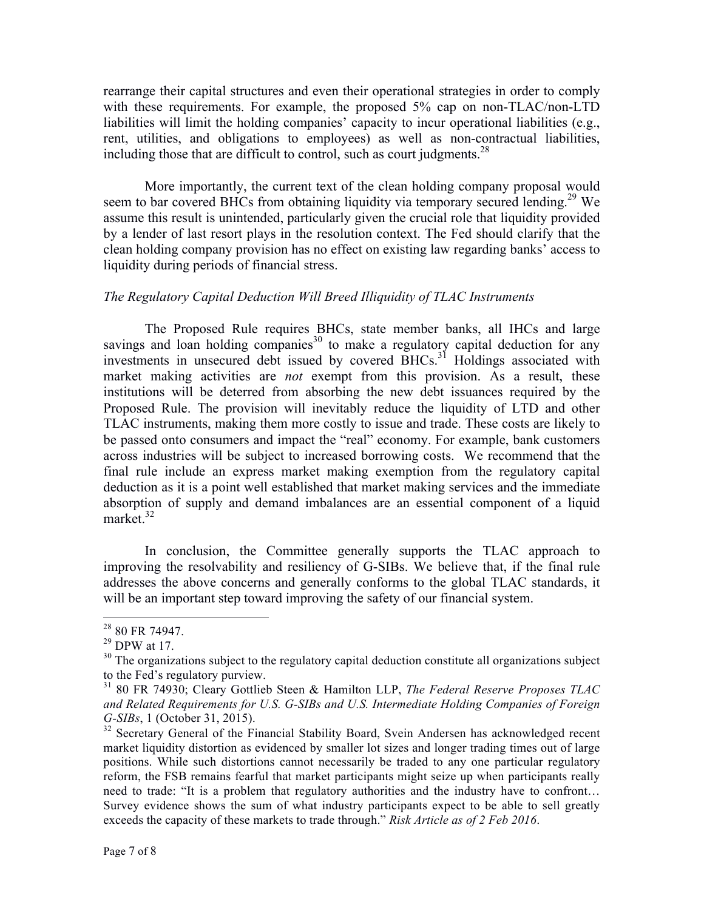rearrange their capital structures and even their operational strategies in order to comply with these requirements. For example, the proposed 5% cap on non-TLAC/non-LTD liabilities will limit the holding companies' capacity to incur operational liabilities (e.g., rent, utilities, and obligations to employees) as well as non-contractual liabilities, including those that are difficult to control, such as court judgments.[28]

More importantly, the current text of the clean holding company proposal would seem to bar covered BHCs from obtaining liquidity via temporary secured lending.[29] We assume this result is unintended, particularly given the crucial role that liquidity provided by a lender of last resort plays in the resolution context. The Fed should clarify that the clean holding company provision has no effect on existing law regarding banks' access to liquidity during periods of financial stress.

*The Regulatory Capital Deduction Will Breed Illiquidity of TLAC Instruments*

The Proposed Rule requires BHCs, state member banks, all IHCs and large savings and loan holding companies[30] to make a regulatory capital deduction for any investments in unsecured debt issued by covered BHCs.[31] Holdings associated with market making activities are *not* exempt from this provision. As a result, these institutions will be deterred from absorbing the new debt issuances required by the Proposed Rule. The provision will inevitably reduce the liquidity of LTD and other TLAC instruments, making them more costly to issue and trade. These costs are likely to be passed onto consumers and impact the "real" economy. For example, bank customers across industries will be subject to increased borrowing costs. We recommend that the final rule include an express market making exemption from the regulatory capital deduction as it is a point well established that market making services and the immediate absorption of supply and demand imbalances are an essential component of a liquid market.[32]

In conclusion, the Committee generally supports the TLAC approach to improving the resolvability and resiliency of G-SIBs. We believe that, if the final rule addresses the above concerns and generally conforms to the global TLAC standards, it will be an important step toward improving the safety of our financial system.

---

[28] 80 FR 74947.

[29] DPW at 17.

[30] The organizations subject to the regulatory capital deduction constitute all organizations subject to the Fed's regulatory purview.

[31] 80 FR 74930; Cleary Gottlieb Steen & Hamilton LLP, *The Federal Reserve Proposes TLAC and Related Requirements for U.S. G-SIBs and U.S. Intermediate Holding Companies of Foreign G-SIBs*, 1 (October 31, 2015).

[32] Secretary General of the Financial Stability Board, Svein Andersen has acknowledged recent market liquidity distortion as evidenced by smaller lot sizes and longer trading times out of large positions. While such distortions cannot necessarily be traded to any one particular regulatory reform, the FSB remains fearful that market participants might seize up when participants really need to trade: "It is a problem that regulatory authorities and the industry have to confront… Survey evidence shows the sum of what industry participants expect to be able to sell greatly exceeds the capacity of these markets to trade through." *Risk Article as of 2 Feb 2016*.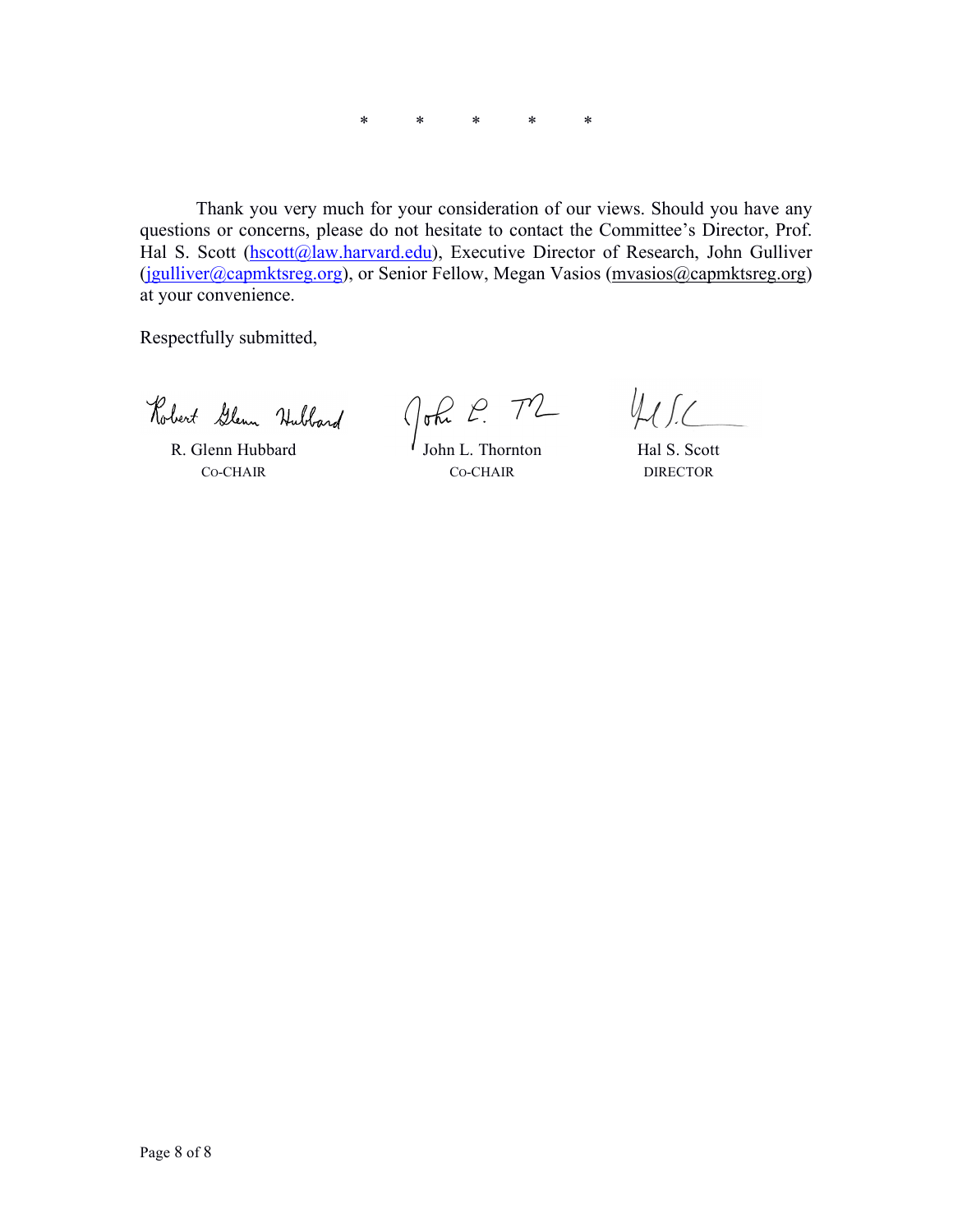\*    \*    \*    \*    \*

Thank you very much for your consideration of our views. Should you have any questions or concerns, please do not hesitate to contact the Committee's Director, Prof. Hal S. Scott (hscott@law.harvard.edu), Executive Director of Research, John Gulliver (jgulliver@capmktsreg.org), or Senior Fellow, Megan Vasios (mvasios@capmktsreg.org) at your convenience.

Respectfully submitted,

| | | |
|---|---|---|
| R. Glenn Hubbard | John L. Thornton | Hal S. Scott |
| CO-CHAIR | CO-CHAIR | DIRECTOR |